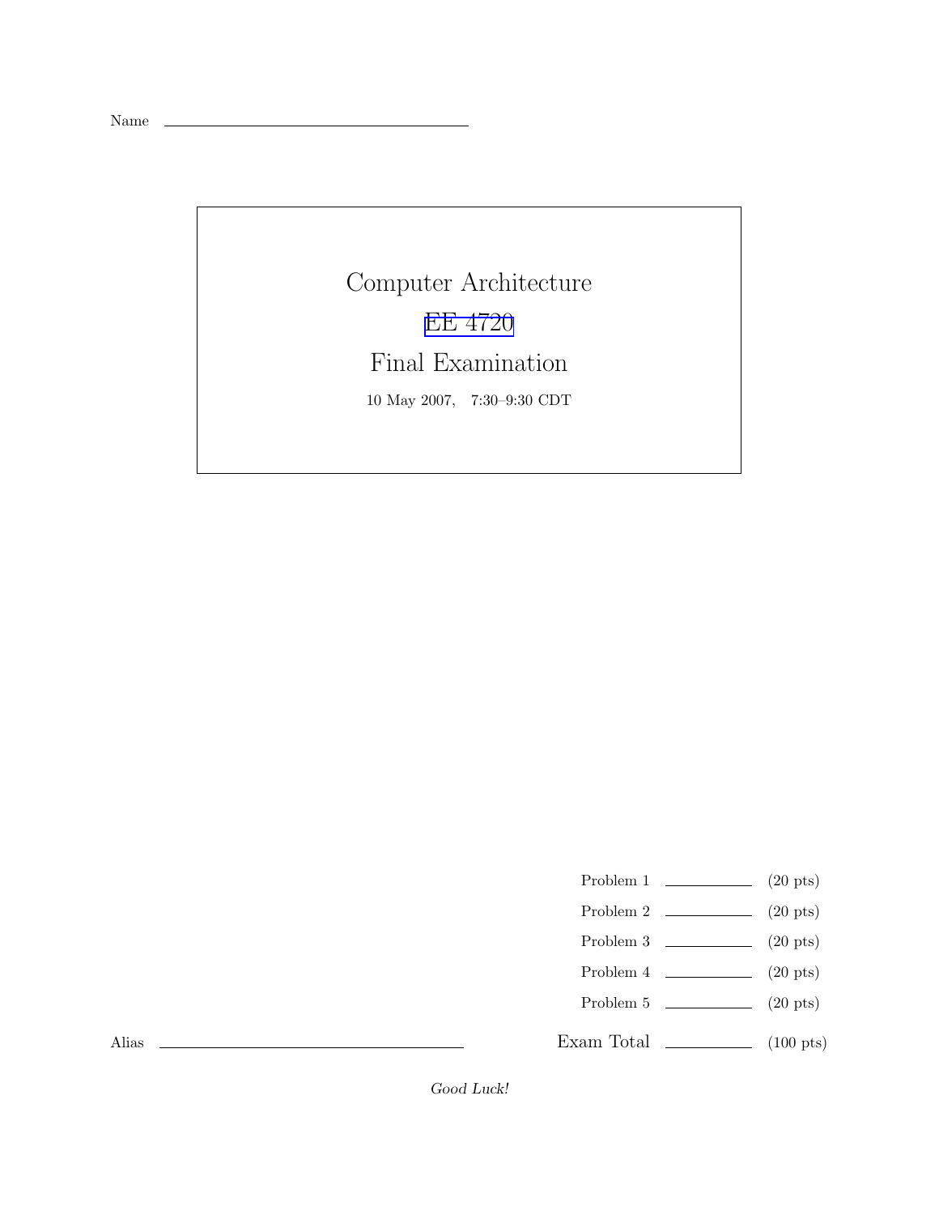Name \_\_\_\_\_\_\_\_\_\_\_\_\_\_\_\_\_\_\_\_\_\_\_\_\_\_\_\_\_\_\_\_

# Computer Architecture

## EE 4720

## Final Examination

10 May 2007, 7:30–9:30 CDT

| | | |
|---|---|---|
| Problem 1 | \_\_\_\_\_\_\_\_ | (20 pts) |
| Problem 2 | \_\_\_\_\_\_\_\_ | (20 pts) |
| Problem 3 | \_\_\_\_\_\_\_\_ | (20 pts) |
| Problem 4 | \_\_\_\_\_\_\_\_ | (20 pts) |
| Problem 5 | \_\_\_\_\_\_\_\_ | (20 pts) |
| Exam Total | \_\_\_\_\_\_\_\_ | (100 pts) |

Alias \_\_\_\_\_\_\_\_\_\_\_\_\_\_\_\_\_\_\_\_\_\_\_\_\_\_\_\_\_\_\_\_

*Good Luck!*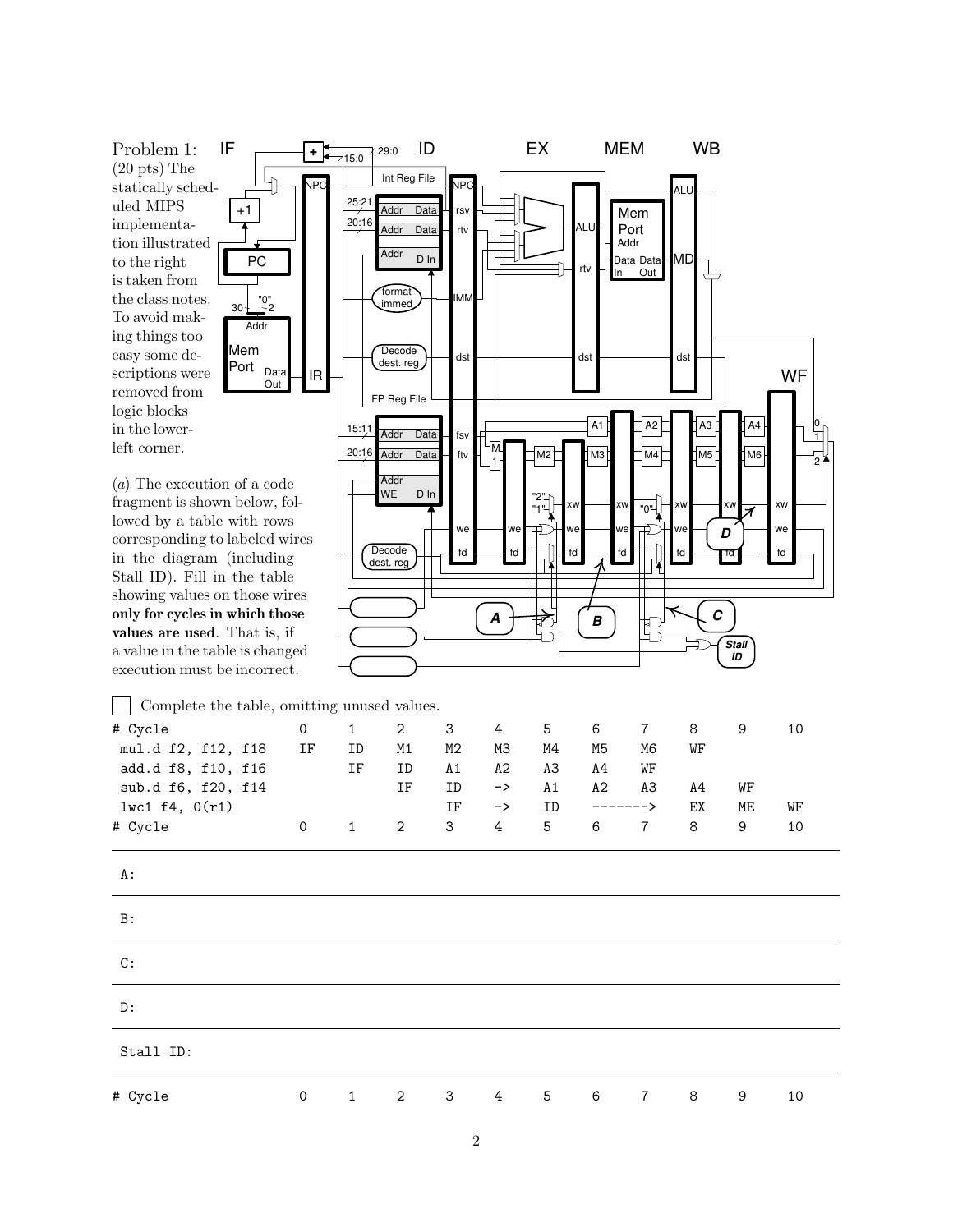Problem 1: (20 pts) The statically scheduled MIPS implementation illustrated to the right is taken from the class notes. To avoid making things too easy some descriptions were removed from logic blocks in the lower-left corner.

(*a*) The execution of a code fragment is shown below, followed by a table with rows corresponding to labeled wires in the diagram (including Stall ID). Fill in the table showing values on those wires **only for cycles in which those values are used**. That is, if a value in the table is changed execution must be incorrect.

☐ Complete the table, omitting unused values.

```
# Cycle             0    1    2    3    4    5    6    7    8    9    10
 mul.d f2, f12, f18  IF   ID   M1   M2   M3   M4   M5   M6   WF
 add.d f8, f10, f16       IF   ID   A1   A2   A3   A4   WF
 sub.d f6, f20, f14            IF   ID   ->   A1   A2   A3   A4   WF
 lwc1 f4, 0(r1)                     IF   ->   ID   ------->  EX   ME   WF
# Cycle             0    1    2    3    4    5    6    7    8    9    10
```

| | | | | | | | | | | | |
|---|---|---|---|---|---|---|---|---|---|---|---|
| A: | | | | | | | | | | | |
| B: | | | | | | | | | | | |
| C: | | | | | | | | | | | |
| D: | | | | | | | | | | | |
| Stall ID: | | | | | | | | | | | |
| # Cycle | 0 | 1 | 2 | 3 | 4 | 5 | 6 | 7 | 8 | 9 | 10 |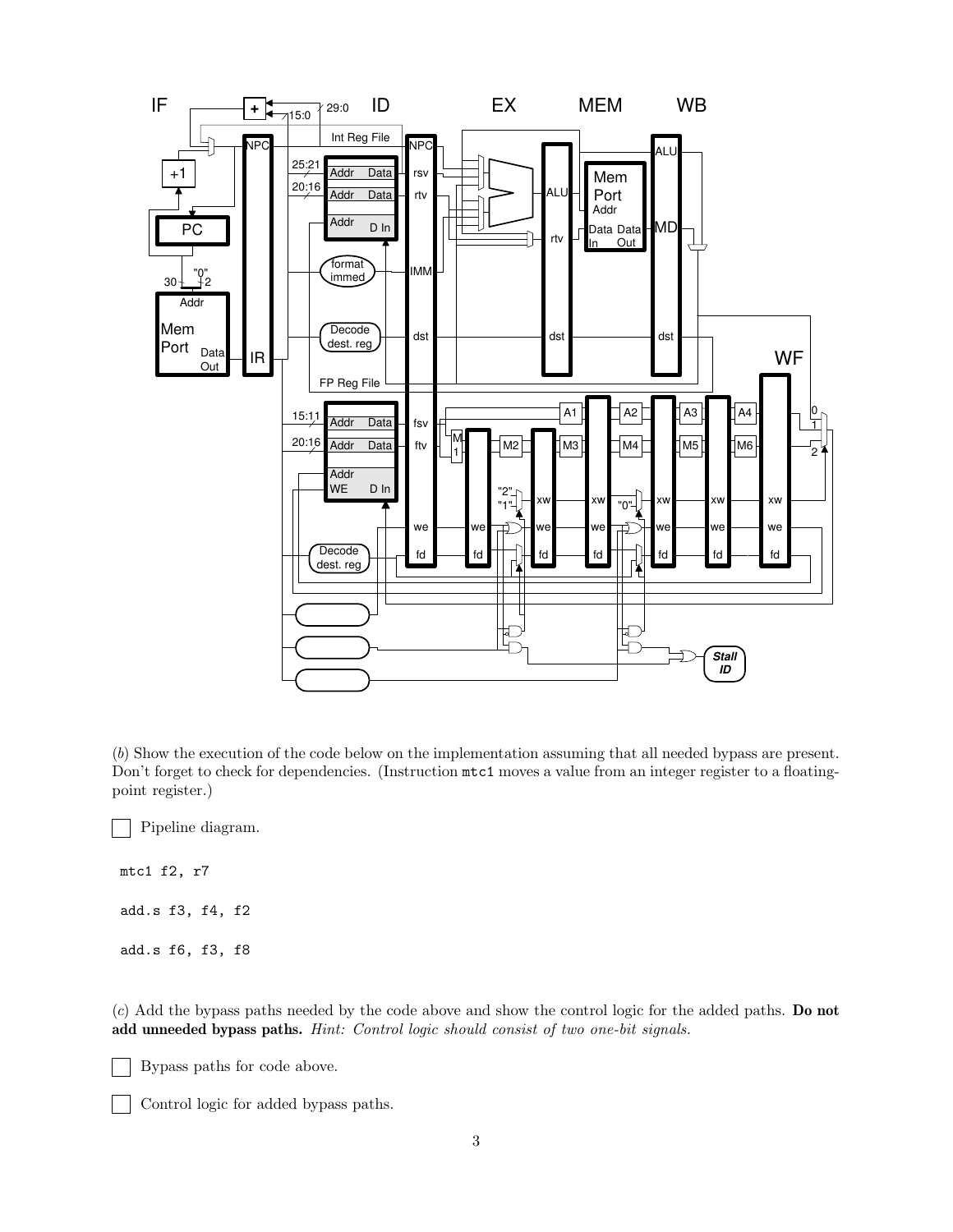(*b*) Show the execution of the code below on the implementation assuming that all needed bypass are present. Don't forget to check for dependencies. (Instruction `mtc1` moves a value from an integer register to a floating-point register.)

☐ Pipeline diagram.

```
mtc1 f2, r7

add.s f3, f4, f2

add.s f6, f3, f8
```

(*c*) Add the bypass paths needed by the code above and show the control logic for the added paths. **Do not add unneeded bypass paths.** *Hint: Control logic should consist of two one-bit signals.*

☐ Bypass paths for code above.

☐ Control logic for added bypass paths.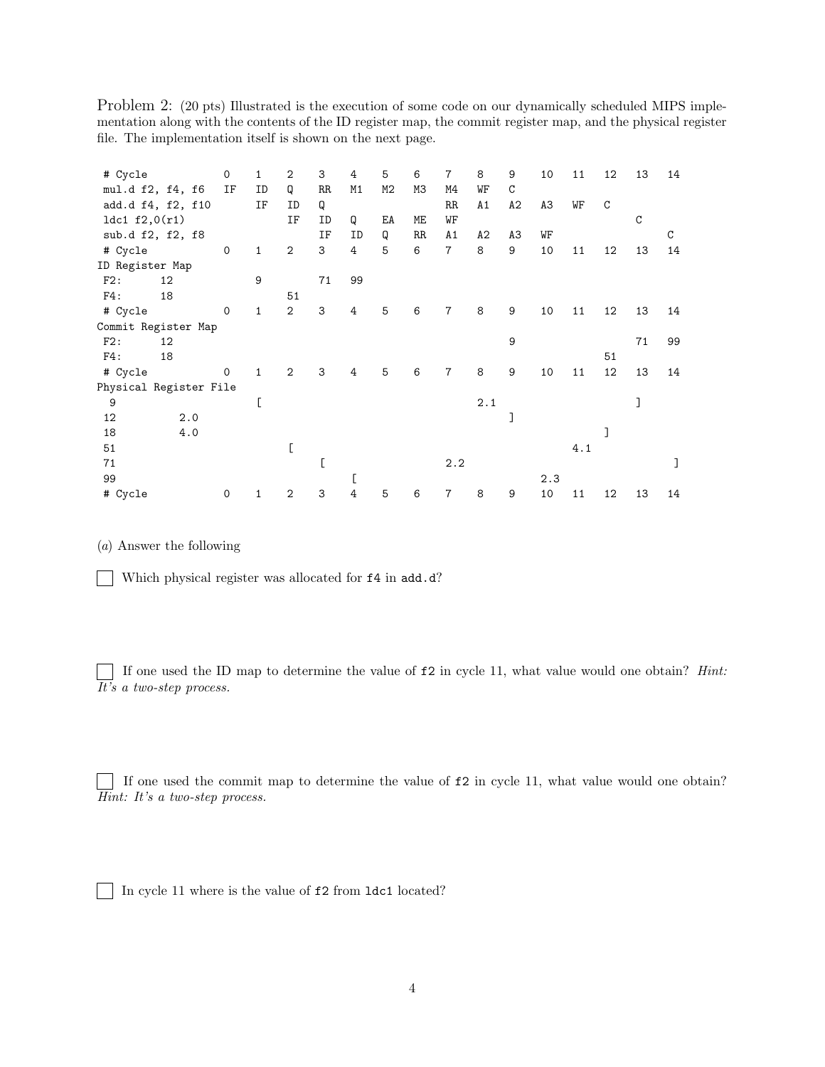Problem 2: (20 pts) Illustrated is the execution of some code on our dynamically scheduled MIPS implementation along with the contents of the ID register map, the commit register map, and the physical register file. The implementation itself is shown on the next page.

```
# Cycle           0    1    2    3    4    5    6    7    8    9    10   11   12   13   14
mul.d f2, f4, f6  IF   ID   Q    RR   M1   M2   M3   M4   WF   C
add.d f4, f2, f10      IF   ID   Q                   RR   A1   A2   A3   WF   C
ldc1 f2,0(r1)               IF   ID   Q    EA   ME   WF                               C
sub.d f2, f2, f8                 IF   ID   Q    RR   A1   A2   A3   WF                     C
# Cycle           0    1    2    3    4    5    6    7    8    9    10   11   12   13   14
ID Register Map
 F2:      12           9         71   99
 F4:      18                51
# Cycle           0    1    2    3    4    5    6    7    8    9    10   11   12   13   14
Commit Register Map
 F2:      12                                                   9                   71   99
 F4:      18                                                                  51
# Cycle           0    1    2    3    4    5    6    7    8    9    10   11   12   13   14
Physical Register File
 9                     [                                  2.1                      ]
 12           2.0                                              ]
 18           4.0                                                             ]
 51                         [                                            4.1
 71                              [                   2.2                                ]
 99                                   [                             2.3
# Cycle           0    1    2    3    4    5    6    7    8    9    10   11   12   13   14
```

(*a*) Answer the following

☐ Which physical register was allocated for `f4` in `add.d`?

☐ If one used the ID map to determine the value of `f2` in cycle 11, what value would one obtain? *Hint: It's a two-step process.*

☐ If one used the commit map to determine the value of `f2` in cycle 11, what value would one obtain? *Hint: It's a two-step process.*

☐ In cycle 11 where is the value of `f2` from `ldc1` located?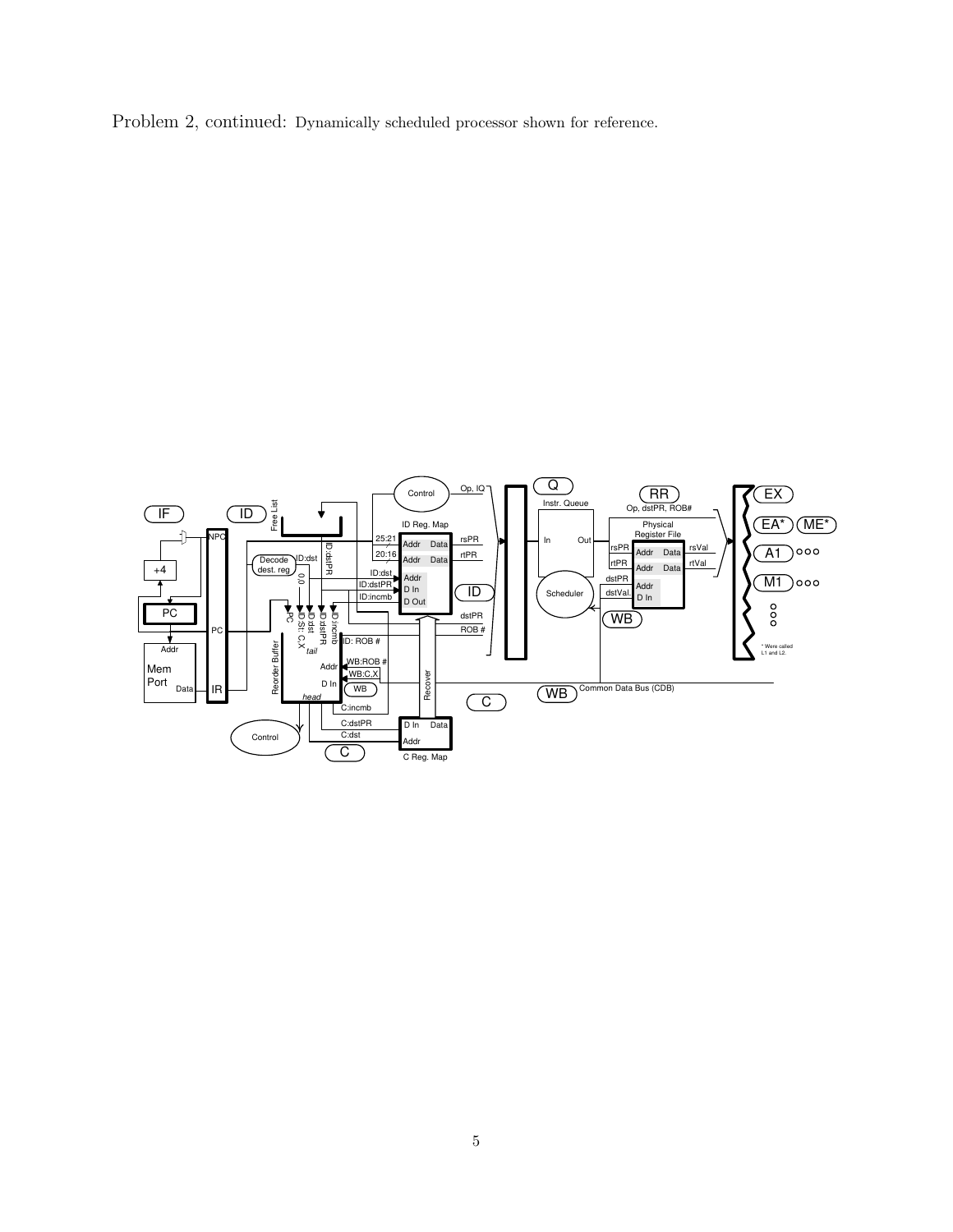Problem 2, continued: Dynamically scheduled processor shown for reference.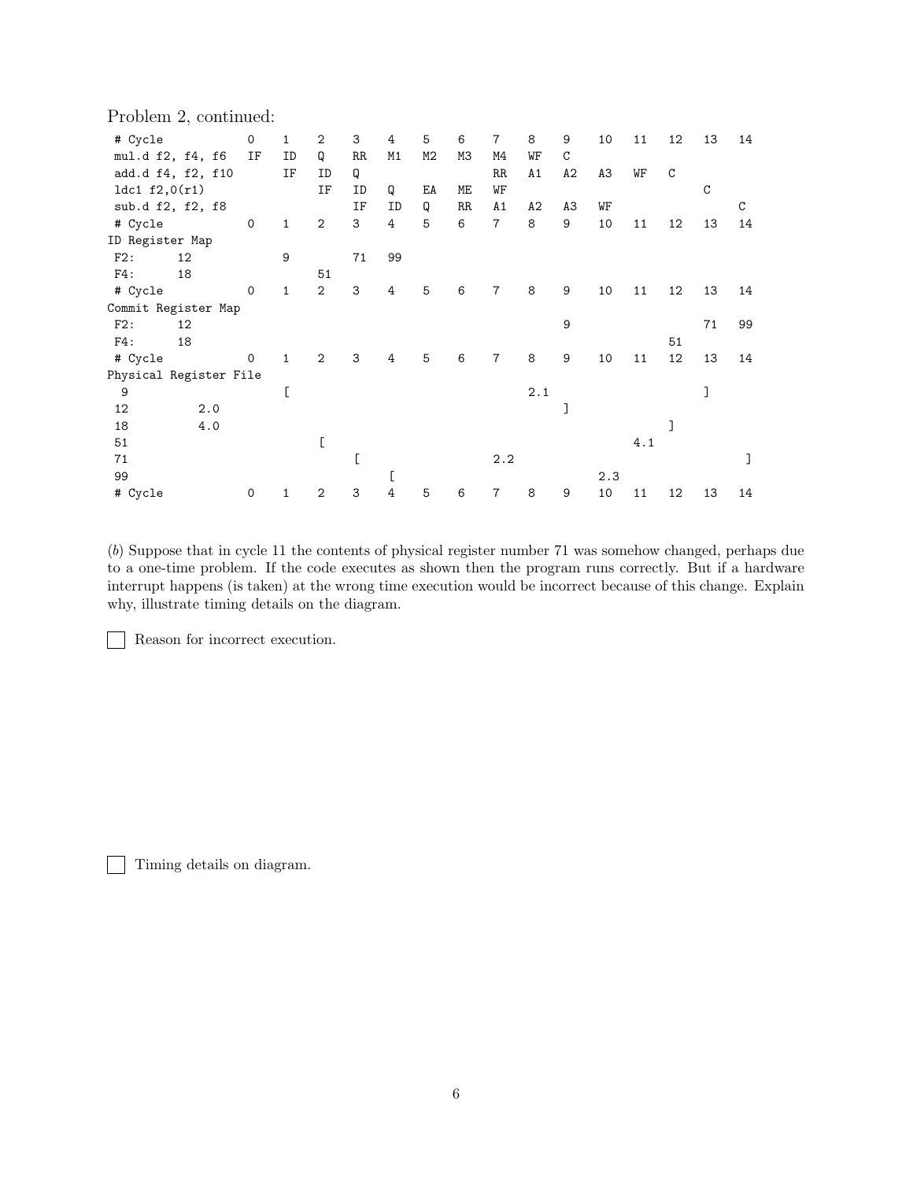Problem 2, continued:

| # Cycle | | 0 | 1 | 2 | 3 | 4 | 5 | 6 | 7 | 8 | 9 | 10 | 11 | 12 | 13 | 14 |
|---|---|---|---|---|---|---|---|---|---|---|---|---|---|---|---|---|
| mul.d f2, f4, f6 | | IF | ID | Q | RR | M1 | M2 | M3 | M4 | WF | C | | | | | |
| add.d f4, f2, f10 | | | IF | ID | Q | | | | RR | A1 | A2 | A3 | WF | C | | |
| ldc1 f2,0(r1) | | | | IF | ID | Q | EA | ME | WF | | | | | | C | |
| sub.d f2, f2, f8 | | | | | IF | ID | Q | RR | A1 | A2 | A3 | WF | | | | C |
| # Cycle | | 0 | 1 | 2 | 3 | 4 | 5 | 6 | 7 | 8 | 9 | 10 | 11 | 12 | 13 | 14 |
| ID Register Map | | | | | | | | | | | | | | | | |
| F2: | 12 | | 9 | | 71 | 99 | | | | | | | | | | |
| F4: | 18 | | | 51 | | | | | | | | | | | | |
| # Cycle | | 0 | 1 | 2 | 3 | 4 | 5 | 6 | 7 | 8 | 9 | 10 | 11 | 12 | 13 | 14 |
| Commit Register Map | | | | | | | | | | | | | | | | |
| F2: | 12 | | | | | | | | | | 9 | | | | 71 | 99 |
| F4: | 18 | | | | | | | | | | | | | 51 | | |
| # Cycle | | 0 | 1 | 2 | 3 | 4 | 5 | 6 | 7 | 8 | 9 | 10 | 11 | 12 | 13 | 14 |
| Physical Register File | | | | | | | | | | | | | | | | |
| 9 | | | [ | | | | | | | 2.1 | | | | | ] | |
| 12 | 2.0 | | | | | | | | | | ] | | | | | |
| 18 | 4.0 | | | | | | | | | | | | | ] | | |
| 51 | | | | [ | | | | | | | | | 4.1 | | | |
| 71 | | | | | [ | | | | 2.2 | | | | | | | ] |
| 99 | | | | | | [ | | | | | | 2.3 | | | | |
| # Cycle | | 0 | 1 | 2 | 3 | 4 | 5 | 6 | 7 | 8 | 9 | 10 | 11 | 12 | 13 | 14 |

(*b*) Suppose that in cycle 11 the contents of physical register number 71 was somehow changed, perhaps due to a one-time problem. If the code executes as shown then the program runs correctly. But if a hardware interrupt happens (is taken) at the wrong time execution would be incorrect because of this change. Explain why, illustrate timing details on the diagram.

☐ Reason for incorrect execution.

☐ Timing details on diagram.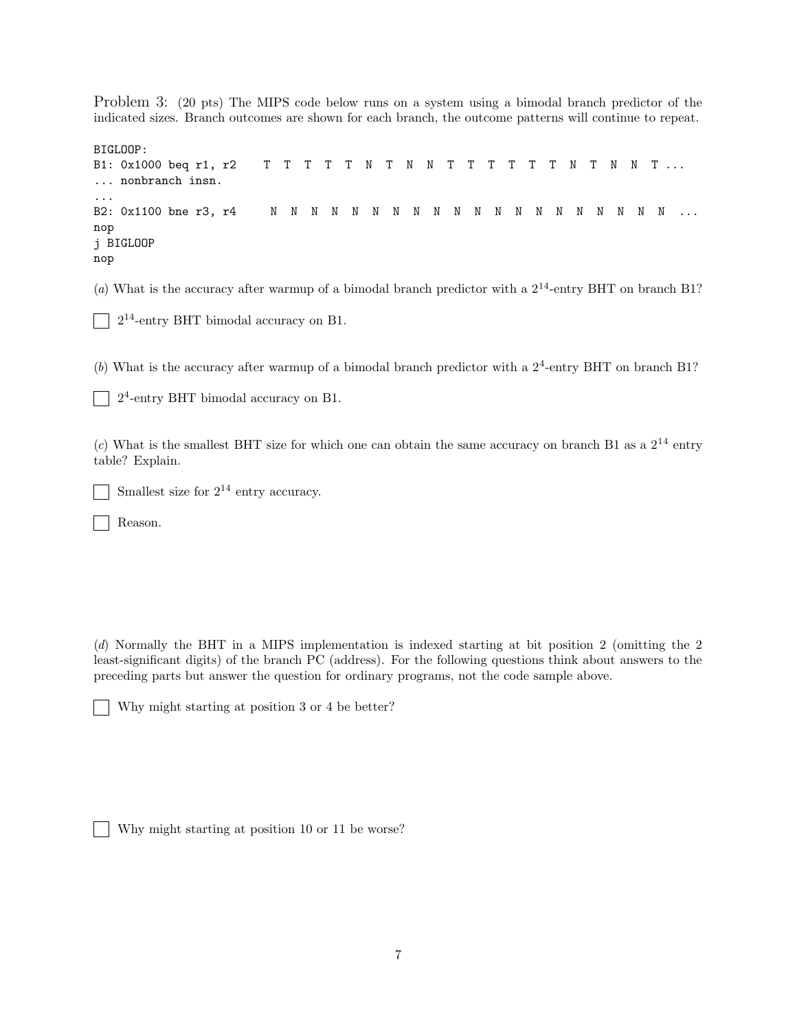Problem 3: (20 pts) The MIPS code below runs on a system using a bimodal branch predictor of the indicated sizes. Branch outcomes are shown for each branch, the outcome patterns will continue to repeat.

```
BIGLOOP:
B1: 0x1000 beq r1, r2    T  T  T  T  T  N  T  N  N  T  T  T  T  T  T  N  T  N  N  T ...
... nonbranch insn.
...
B2: 0x1100 bne r3, r4     N  N  N  N  N  N  N  N  N  N  N  N  N  N  N  N  N  N  N  N  ...
nop
j BIGLOOP
nop
```

(*a*) What is the accuracy after warmup of a bimodal branch predictor with a $2^{14}$-entry BHT on branch B1?

☐ $2^{14}$-entry BHT bimodal accuracy on B1.

(*b*) What is the accuracy after warmup of a bimodal branch predictor with a $2^{4}$-entry BHT on branch B1?

☐ $2^{4}$-entry BHT bimodal accuracy on B1.

(*c*) What is the smallest BHT size for which one can obtain the same accuracy on branch B1 as a $2^{14}$ entry table? Explain.

☐ Smallest size for $2^{14}$ entry accuracy.

☐ Reason.

(*d*) Normally the BHT in a MIPS implementation is indexed starting at bit position 2 (omitting the 2 least-significant digits) of the branch PC (address). For the following questions think about answers to the preceding parts but answer the question for ordinary programs, not the code sample above.

☐ Why might starting at position 3 or 4 be better?

☐ Why might starting at position 10 or 11 be worse?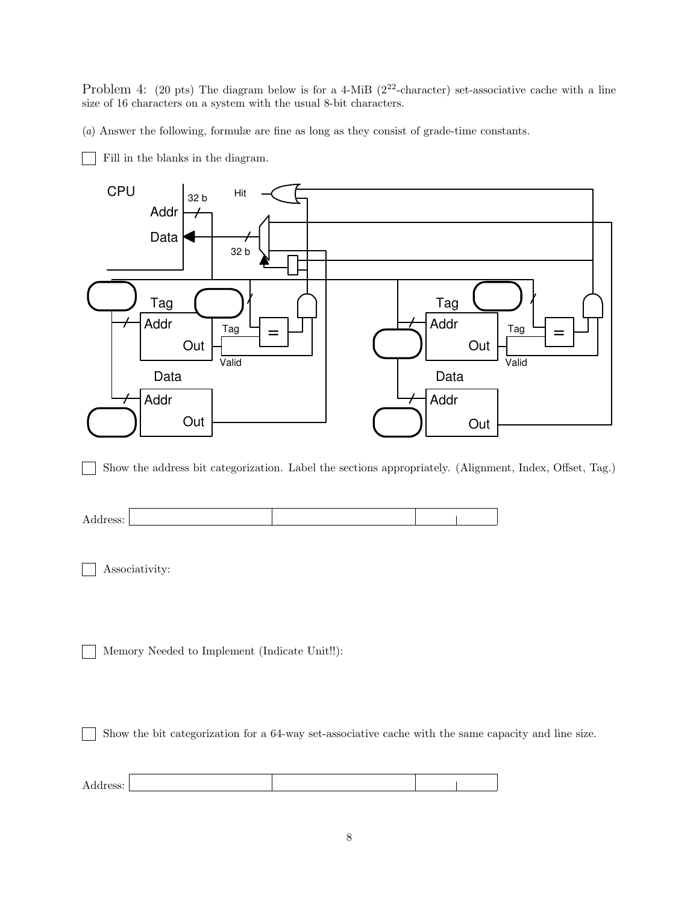Problem 4: (20 pts) The diagram below is for a 4-MiB ($2^{22}$-character) set-associative cache with a line size of 16 characters on a system with the usual 8-bit characters.

(*a*) Answer the following, formulæ are fine as long as they consist of grade-time constants.

☐ Fill in the blanks in the diagram.

CPU

Addr 32 b

Data 32 b

Hit

Tag Addr Out Tag Valid =

Data Addr Out

Tag Addr Out Tag Valid =

Data Addr Out

☐ Show the address bit categorization. Label the sections appropriately. (Alignment, Index, Offset, Tag.)

Address:

| | | | |
|---|---|---|---|
| | | | |

☐ Associativity:

☐ Memory Needed to Implement (Indicate Unit!!):

☐ Show the bit categorization for a 64-way set-associative cache with the same capacity and line size.

Address:

| | | | |
|---|---|---|---|
| | | | |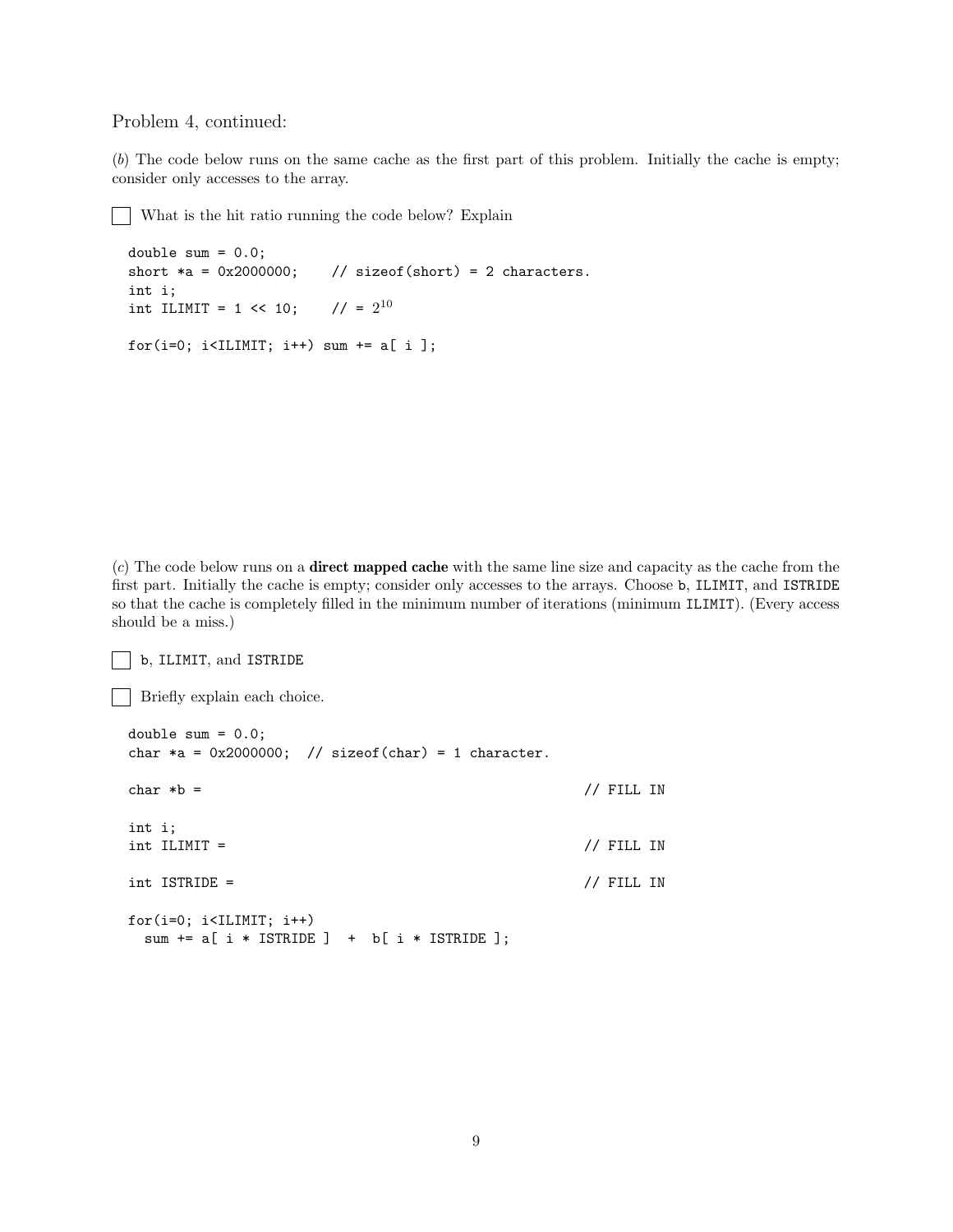Problem 4, continued:

(*b*) The code below runs on the same cache as the first part of this problem. Initially the cache is empty; consider only accesses to the array.

☐ What is the hit ratio running the code below? Explain

```
double sum = 0.0;
short *a = 0x2000000;    // sizeof(short) = 2 characters.
int i;
int ILIMIT = 1 << 10;    // = 2^10

for(i=0; i<ILIMIT; i++) sum += a[ i ];
```

(*c*) The code below runs on a **direct mapped cache** with the same line size and capacity as the cache from the first part. Initially the cache is empty; consider only accesses to the arrays. Choose b, ILIMIT, and ISTRIDE so that the cache is completely filled in the minimum number of iterations (minimum ILIMIT). (Every access should be a miss.)

☐ b, ILIMIT, and ISTRIDE

☐ Briefly explain each choice.

```
double sum = 0.0;
char *a = 0x2000000;  // sizeof(char) = 1 character.

char *b =                                          // FILL IN

int i;
int ILIMIT =                                       // FILL IN

int ISTRIDE =                                      // FILL IN

for(i=0; i<ILIMIT; i++)
  sum += a[ i * ISTRIDE ]  +  b[ i * ISTRIDE ];
```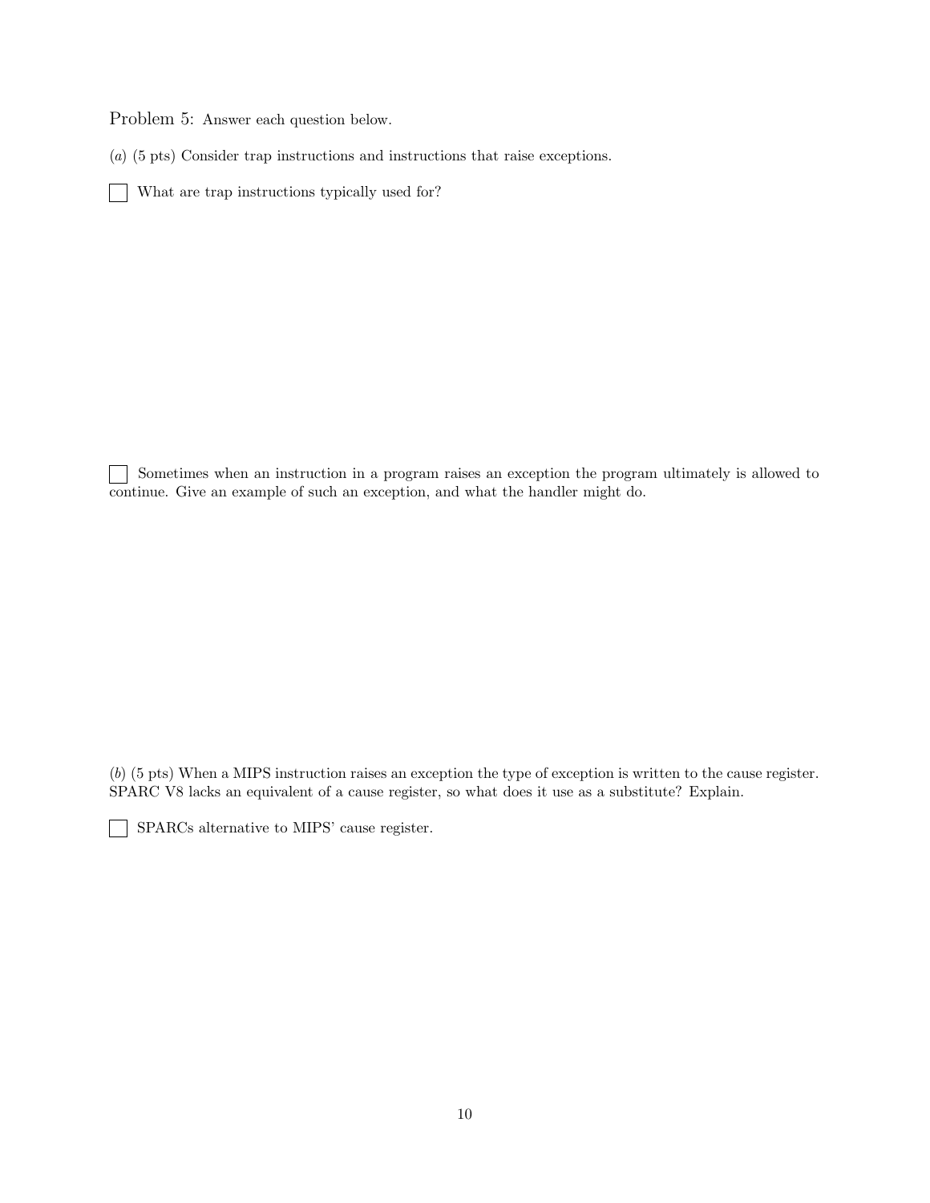Problem 5: Answer each question below.

(*a*) (5 pts) Consider trap instructions and instructions that raise exceptions.

☐ What are trap instructions typically used for?

☐ Sometimes when an instruction in a program raises an exception the program ultimately is allowed to continue. Give an example of such an exception, and what the handler might do.

(*b*) (5 pts) When a MIPS instruction raises an exception the type of exception is written to the cause register. SPARC V8 lacks an equivalent of a cause register, so what does it use as a substitute? Explain.

☐ SPARCs alternative to MIPS' cause register.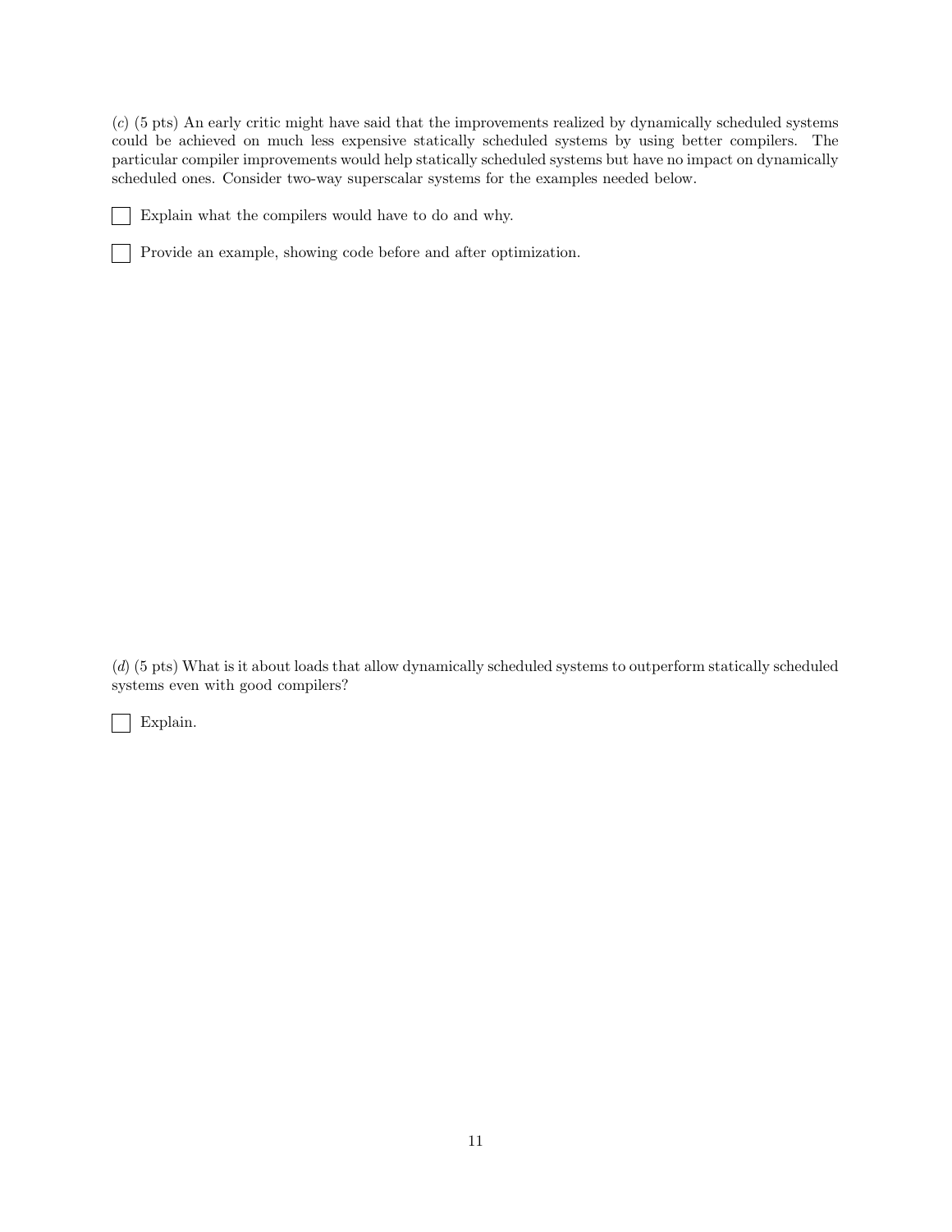(*c*) (5 pts) An early critic might have said that the improvements realized by dynamically scheduled systems could be achieved on much less expensive statically scheduled systems by using better compilers. The particular compiler improvements would help statically scheduled systems but have no impact on dynamically scheduled ones. Consider two-way superscalar systems for the examples needed below.

☐ Explain what the compilers would have to do and why.

☐ Provide an example, showing code before and after optimization.

(*d*) (5 pts) What is it about loads that allow dynamically scheduled systems to outperform statically scheduled systems even with good compilers?

☐ Explain.